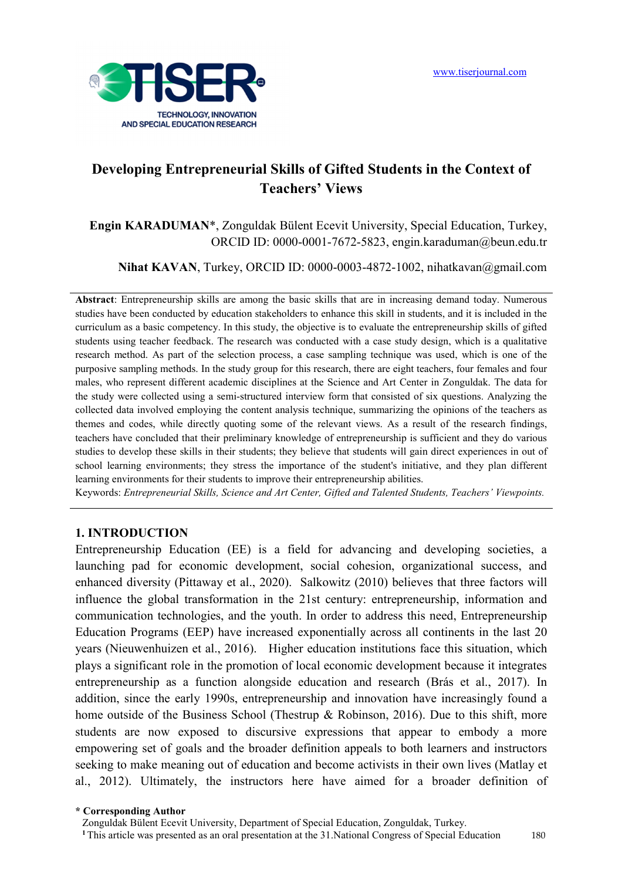# Developing Entrepreneurial Skills of Gifted Students in the Context of Teachers' Views

**Engin KARADUMAN***, Zonguldak Bülent Ecevit University, Special Education, Turkey, ORCID ID: 0000-0001-7672-5823, engin.karaduman@beun.edu.tr

**Nihat KAVAN**, Turkey, ORCID ID: 0000-0003-4872-1002, nihatkavan@gmail.com

**Abstract**: Entrepreneurship skills are among the basic skills that are in increasing demand today. Numerous studies have been conducted by education stakeholders to enhance this skill in students, and it is included in the curriculum as a basic competency. In this study, the objective is to evaluate the entrepreneurship skills of gifted students using teacher feedback. The research was conducted with a case study design, which is a qualitative research method. As part of the selection process, a case sampling technique was used, which is one of the purposive sampling methods. In the study group for this research, there are eight teachers, four females and four males, who represent different academic disciplines at the Science and Art Center in Zonguldak. The data for the study were collected using a semi-structured interview form that consisted of six questions. Analyzing the collected data involved employing the content analysis technique, summarizing the opinions of the teachers as themes and codes, while directly quoting some of the relevant views. As a result of the research findings, teachers have concluded that their preliminary knowledge of entrepreneurship is sufficient and they do various studies to develop these skills in their students; they believe that students will gain direct experiences in out of school learning environments; they stress the importance of the student's initiative, and they plan different learning environments for their students to improve their entrepreneurship abilities.

Keywords: *Entrepreneurial Skills, Science and Art Center, Gifted and Talented Students, Teachers' Viewpoints.*

## 1. INTRODUCTION

Entrepreneurship Education (EE) is a field for advancing and developing societies, a launching pad for economic development, social cohesion, organizational success, and enhanced diversity (Pittaway et al., 2020). Salkowitz (2010) believes that three factors will influence the global transformation in the 21st century: entrepreneurship, information and communication technologies, and the youth. In order to address this need, Entrepreneurship Education Programs (EEP) have increased exponentially across all continents in the last 20 years (Nieuwenhuizen et al., 2016). Higher education institutions face this situation, which plays a significant role in the promotion of local economic development because it integrates entrepreneurship as a function alongside education and research (Brás et al., 2017). In addition, since the early 1990s, entrepreneurship and innovation have increasingly found a home outside of the Business School (Thestrup & Robinson, 2016). Due to this shift, more students are now exposed to discursive expressions that appear to embody a more empowering set of goals and the broader definition appeals to both learners and instructors seeking to make meaning out of education and become activists in their own lives (Matlay et al., 2012). Ultimately, the instructors here have aimed for a broader definition of

**\* Corresponding Author**
Zonguldak Bülent Ecevit University, Department of Special Education, Zonguldak, Turkey.
[1] This article was presented as an oral presentation at the 31.National Congress of Special Education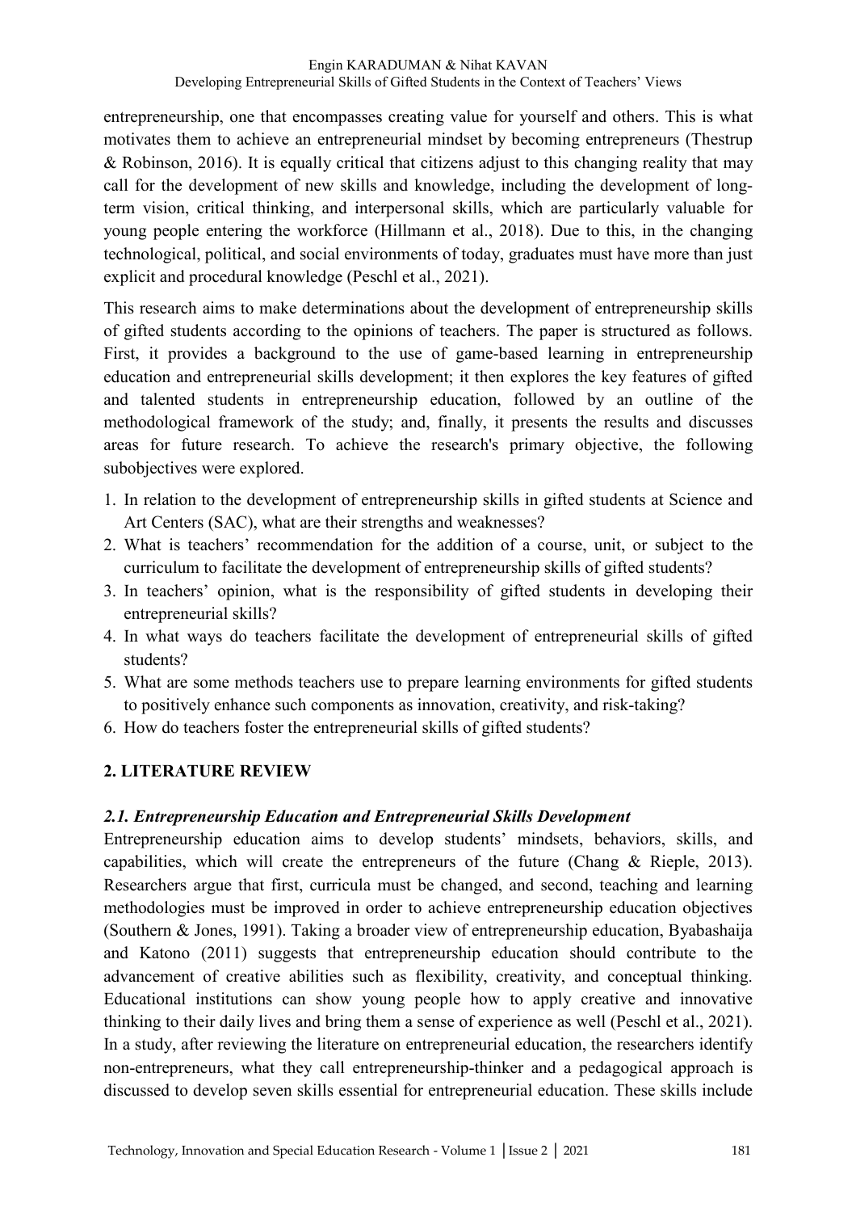entrepreneurship, one that encompasses creating value for yourself and others. This is what motivates them to achieve an entrepreneurial mindset by becoming entrepreneurs (Thestrup & Robinson, 2016). It is equally critical that citizens adjust to this changing reality that may call for the development of new skills and knowledge, including the development of long-term vision, critical thinking, and interpersonal skills, which are particularly valuable for young people entering the workforce (Hillmann et al., 2018). Due to this, in the changing technological, political, and social environments of today, graduates must have more than just explicit and procedural knowledge (Peschl et al., 2021).

This research aims to make determinations about the development of entrepreneurship skills of gifted students according to the opinions of teachers. The paper is structured as follows. First, it provides a background to the use of game-based learning in entrepreneurship education and entrepreneurial skills development; it then explores the key features of gifted and talented students in entrepreneurship education, followed by an outline of the methodological framework of the study; and, finally, it presents the results and discusses areas for future research. To achieve the research's primary objective, the following subobjectives were explored.

1. In relation to the development of entrepreneurship skills in gifted students at Science and Art Centers (SAC), what are their strengths and weaknesses?
2. What is teachers' recommendation for the addition of a course, unit, or subject to the curriculum to facilitate the development of entrepreneurship skills of gifted students?
3. In teachers' opinion, what is the responsibility of gifted students in developing their entrepreneurial skills?
4. In what ways do teachers facilitate the development of entrepreneurial skills of gifted students?
5. What are some methods teachers use to prepare learning environments for gifted students to positively enhance such components as innovation, creativity, and risk-taking?
6. How do teachers foster the entrepreneurial skills of gifted students?

## 2. LITERATURE REVIEW

### *2.1. Entrepreneurship Education and Entrepreneurial Skills Development*

Entrepreneurship education aims to develop students' mindsets, behaviors, skills, and capabilities, which will create the entrepreneurs of the future (Chang & Rieple, 2013). Researchers argue that first, curricula must be changed, and second, teaching and learning methodologies must be improved in order to achieve entrepreneurship education objectives (Southern & Jones, 1991). Taking a broader view of entrepreneurship education, Byabashaija and Katono (2011) suggests that entrepreneurship education should contribute to the advancement of creative abilities such as flexibility, creativity, and conceptual thinking. Educational institutions can show young people how to apply creative and innovative thinking to their daily lives and bring them a sense of experience as well (Peschl et al., 2021). In a study, after reviewing the literature on entrepreneurial education, the researchers identify non-entrepreneurs, what they call entrepreneurship-thinker and a pedagogical approach is discussed to develop seven skills essential for entrepreneurial education. These skills include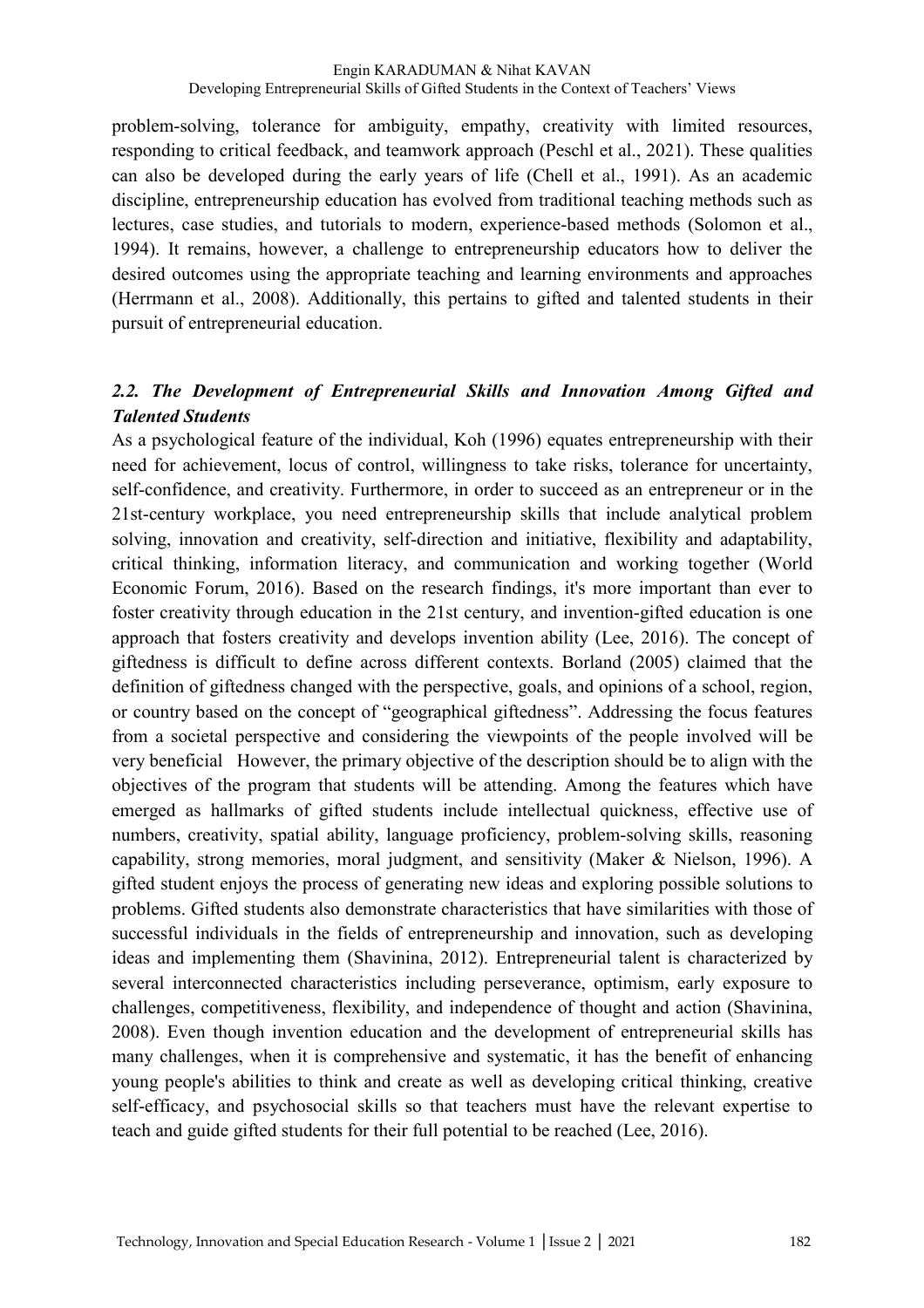problem-solving, tolerance for ambiguity, empathy, creativity with limited resources, responding to critical feedback, and teamwork approach (Peschl et al., 2021). These qualities can also be developed during the early years of life (Chell et al., 1991). As an academic discipline, entrepreneurship education has evolved from traditional teaching methods such as lectures, case studies, and tutorials to modern, experience-based methods (Solomon et al., 1994). It remains, however, a challenge to entrepreneurship educators how to deliver the desired outcomes using the appropriate teaching and learning environments and approaches (Herrmann et al., 2008). Additionally, this pertains to gifted and talented students in their pursuit of entrepreneurial education.

### *2.2. The Development of Entrepreneurial Skills and Innovation Among Gifted and Talented Students*

As a psychological feature of the individual, Koh (1996) equates entrepreneurship with their need for achievement, locus of control, willingness to take risks, tolerance for uncertainty, self-confidence, and creativity. Furthermore, in order to succeed as an entrepreneur or in the 21st-century workplace, you need entrepreneurship skills that include analytical problem solving, innovation and creativity, self-direction and initiative, flexibility and adaptability, critical thinking, information literacy, and communication and working together (World Economic Forum, 2016). Based on the research findings, it's more important than ever to foster creativity through education in the 21st century, and invention-gifted education is one approach that fosters creativity and develops invention ability (Lee, 2016). The concept of giftedness is difficult to define across different contexts. Borland (2005) claimed that the definition of giftedness changed with the perspective, goals, and opinions of a school, region, or country based on the concept of "geographical giftedness". Addressing the focus features from a societal perspective and considering the viewpoints of the people involved will be very beneficial However, the primary objective of the description should be to align with the objectives of the program that students will be attending. Among the features which have emerged as hallmarks of gifted students include intellectual quickness, effective use of numbers, creativity, spatial ability, language proficiency, problem-solving skills, reasoning capability, strong memories, moral judgment, and sensitivity (Maker & Nielson, 1996). A gifted student enjoys the process of generating new ideas and exploring possible solutions to problems. Gifted students also demonstrate characteristics that have similarities with those of successful individuals in the fields of entrepreneurship and innovation, such as developing ideas and implementing them (Shavinina, 2012). Entrepreneurial talent is characterized by several interconnected characteristics including perseverance, optimism, early exposure to challenges, competitiveness, flexibility, and independence of thought and action (Shavinina, 2008). Even though invention education and the development of entrepreneurial skills has many challenges, when it is comprehensive and systematic, it has the benefit of enhancing young people's abilities to think and create as well as developing critical thinking, creative self-efficacy, and psychosocial skills so that teachers must have the relevant expertise to teach and guide gifted students for their full potential to be reached (Lee, 2016).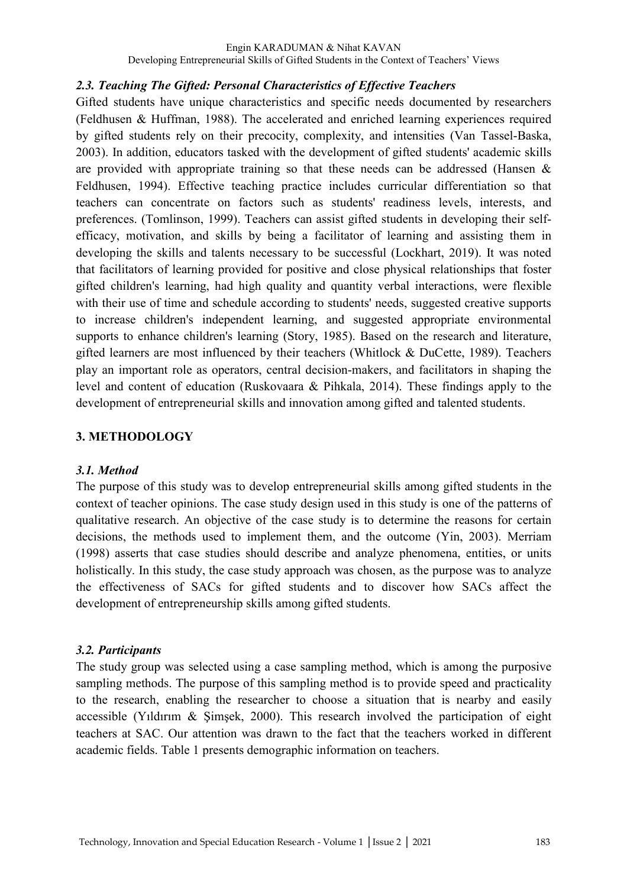### *2.3. Teaching The Gifted: Personal Characteristics of Effective Teachers*

Gifted students have unique characteristics and specific needs documented by researchers (Feldhusen & Huffman, 1988). The accelerated and enriched learning experiences required by gifted students rely on their precocity, complexity, and intensities (Van Tassel-Baska, 2003). In addition, educators tasked with the development of gifted students' academic skills are provided with appropriate training so that these needs can be addressed (Hansen & Feldhusen, 1994). Effective teaching practice includes curricular differentiation so that teachers can concentrate on factors such as students' readiness levels, interests, and preferences. (Tomlinson, 1999). Teachers can assist gifted students in developing their self-efficacy, motivation, and skills by being a facilitator of learning and assisting them in developing the skills and talents necessary to be successful (Lockhart, 2019). It was noted that facilitators of learning provided for positive and close physical relationships that foster gifted children's learning, had high quality and quantity verbal interactions, were flexible with their use of time and schedule according to students' needs, suggested creative supports to increase children's independent learning, and suggested appropriate environmental supports to enhance children's learning (Story, 1985). Based on the research and literature, gifted learners are most influenced by their teachers (Whitlock & DuCette, 1989). Teachers play an important role as operators, central decision-makers, and facilitators in shaping the level and content of education (Ruskovaara & Pihkala, 2014). These findings apply to the development of entrepreneurial skills and innovation among gifted and talented students.

## 3. METHODOLOGY

### *3.1. Method*

The purpose of this study was to develop entrepreneurial skills among gifted students in the context of teacher opinions. The case study design used in this study is one of the patterns of qualitative research. An objective of the case study is to determine the reasons for certain decisions, the methods used to implement them, and the outcome (Yin, 2003). Merriam (1998) asserts that case studies should describe and analyze phenomena, entities, or units holistically. In this study, the case study approach was chosen, as the purpose was to analyze the effectiveness of SACs for gifted students and to discover how SACs affect the development of entrepreneurship skills among gifted students.

### *3.2. Participants*

The study group was selected using a case sampling method, which is among the purposive sampling methods. The purpose of this sampling method is to provide speed and practicality to the research, enabling the researcher to choose a situation that is nearby and easily accessible (Yıldırım & Şimşek, 2000). This research involved the participation of eight teachers at SAC. Our attention was drawn to the fact that the teachers worked in different academic fields. Table 1 presents demographic information on teachers.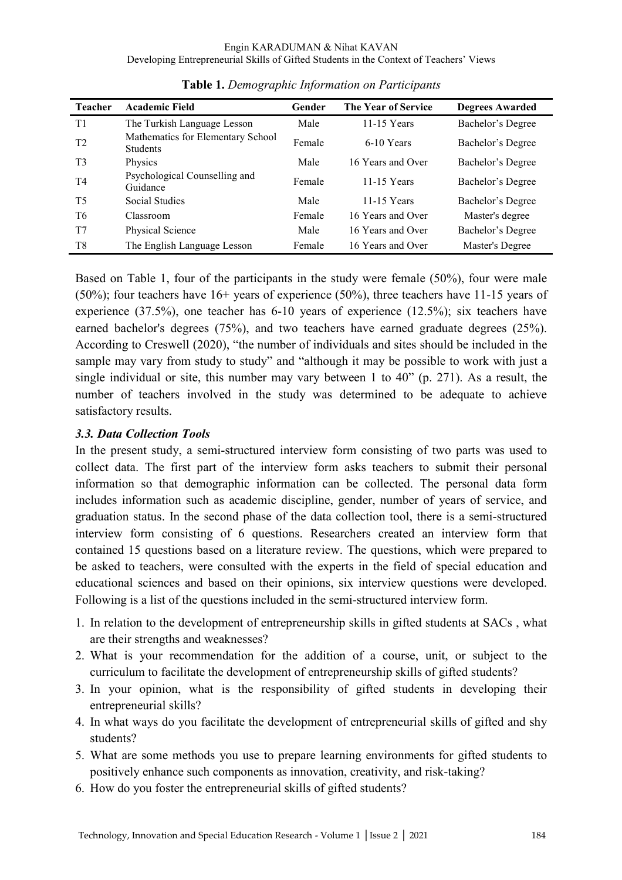**Table 1.** *Demographic Information on Participants*

| Teacher | Academic Field | Gender | The Year of Service | Degrees Awarded |
|---|---|---|---|---|
| T1 | The Turkish Language Lesson | Male | 11-15 Years | Bachelor's Degree |
| T2 | Mathematics for Elementary School Students | Female | 6-10 Years | Bachelor's Degree |
| T3 | Physics | Male | 16 Years and Over | Bachelor's Degree |
| T4 | Psychological Counselling and Guidance | Female | 11-15 Years | Bachelor's Degree |
| T5 | Social Studies | Male | 11-15 Years | Bachelor's Degree |
| T6 | Classroom | Female | 16 Years and Over | Master's degree |
| T7 | Physical Science | Male | 16 Years and Over | Bachelor's Degree |
| T8 | The English Language Lesson | Female | 16 Years and Over | Master's Degree |

Based on Table 1, four of the participants in the study were female (50%), four were male (50%); four teachers have 16+ years of experience (50%), three teachers have 11-15 years of experience (37.5%), one teacher has 6-10 years of experience (12.5%); six teachers have earned bachelor's degrees (75%), and two teachers have earned graduate degrees (25%). According to Creswell (2020), "the number of individuals and sites should be included in the sample may vary from study to study" and "although it may be possible to work with just a single individual or site, this number may vary between 1 to 40" (p. 271). As a result, the number of teachers involved in the study was determined to be adequate to achieve satisfactory results.

### *3.3. Data Collection Tools*

In the present study, a semi-structured interview form consisting of two parts was used to collect data. The first part of the interview form asks teachers to submit their personal information so that demographic information can be collected. The personal data form includes information such as academic discipline, gender, number of years of service, and graduation status. In the second phase of the data collection tool, there is a semi-structured interview form consisting of 6 questions. Researchers created an interview form that contained 15 questions based on a literature review. The questions, which were prepared to be asked to teachers, were consulted with the experts in the field of special education and educational sciences and based on their opinions, six interview questions were developed. Following is a list of the questions included in the semi-structured interview form.

1. In relation to the development of entrepreneurship skills in gifted students at SACs , what are their strengths and weaknesses?
2. What is your recommendation for the addition of a course, unit, or subject to the curriculum to facilitate the development of entrepreneurship skills of gifted students?
3. In your opinion, what is the responsibility of gifted students in developing their entrepreneurial skills?
4. In what ways do you facilitate the development of entrepreneurial skills of gifted and shy students?
5. What are some methods you use to prepare learning environments for gifted students to positively enhance such components as innovation, creativity, and risk-taking?
6. How do you foster the entrepreneurial skills of gifted students?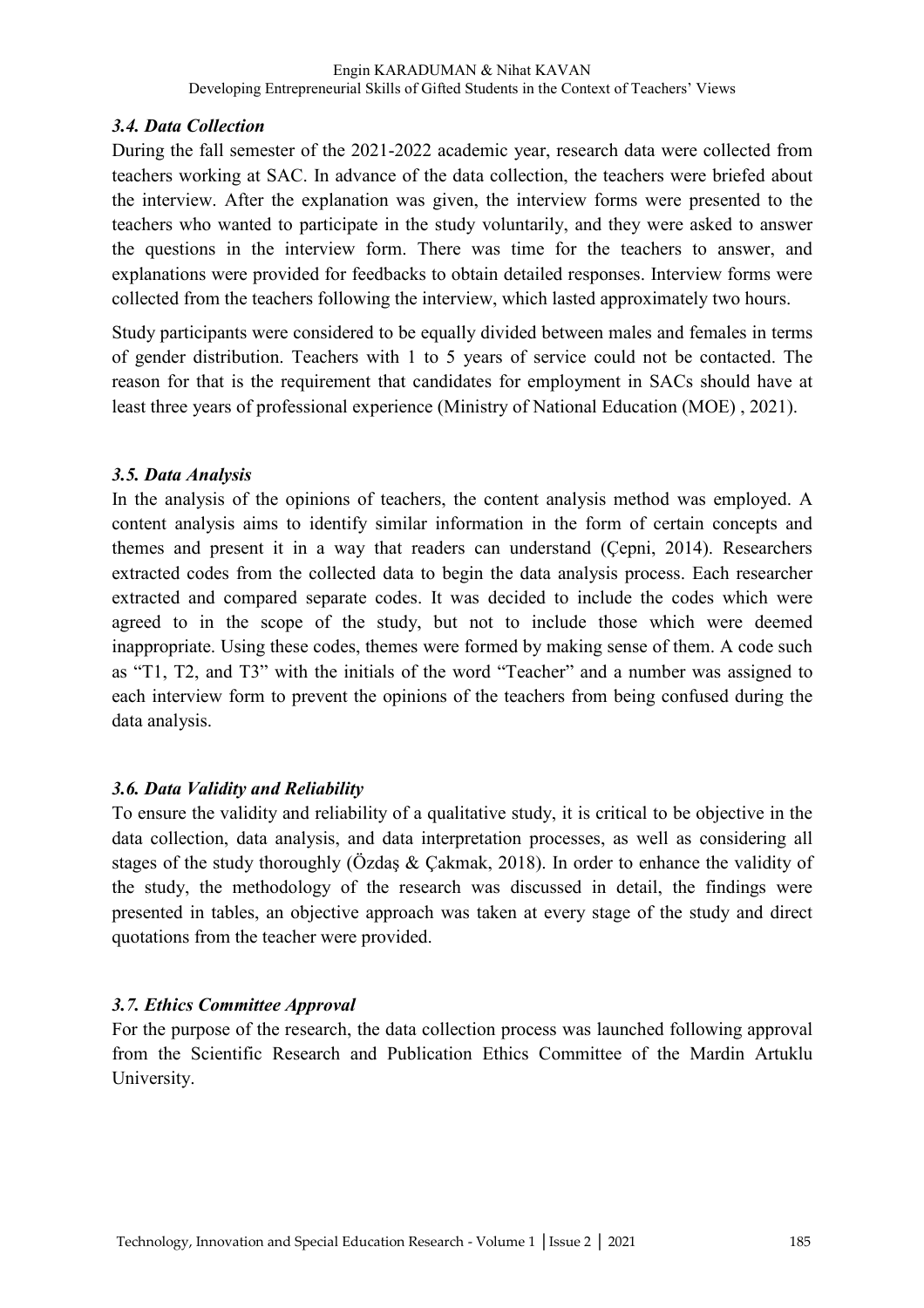### *3.4. Data Collection*

During the fall semester of the 2021-2022 academic year, research data were collected from teachers working at SAC. In advance of the data collection, the teachers were briefed about the interview. After the explanation was given, the interview forms were presented to the teachers who wanted to participate in the study voluntarily, and they were asked to answer the questions in the interview form. There was time for the teachers to answer, and explanations were provided for feedbacks to obtain detailed responses. Interview forms were collected from the teachers following the interview, which lasted approximately two hours.

Study participants were considered to be equally divided between males and females in terms of gender distribution. Teachers with 1 to 5 years of service could not be contacted. The reason for that is the requirement that candidates for employment in SACs should have at least three years of professional experience (Ministry of National Education (MOE) , 2021).

### *3.5. Data Analysis*

In the analysis of the opinions of teachers, the content analysis method was employed. A content analysis aims to identify similar information in the form of certain concepts and themes and present it in a way that readers can understand (Çepni, 2014). Researchers extracted codes from the collected data to begin the data analysis process. Each researcher extracted and compared separate codes. It was decided to include the codes which were agreed to in the scope of the study, but not to include those which were deemed inappropriate. Using these codes, themes were formed by making sense of them. A code such as "T1, T2, and T3" with the initials of the word "Teacher" and a number was assigned to each interview form to prevent the opinions of the teachers from being confused during the data analysis.

### *3.6. Data Validity and Reliability*

To ensure the validity and reliability of a qualitative study, it is critical to be objective in the data collection, data analysis, and data interpretation processes, as well as considering all stages of the study thoroughly (Özdaş & Çakmak, 2018). In order to enhance the validity of the study, the methodology of the research was discussed in detail, the findings were presented in tables, an objective approach was taken at every stage of the study and direct quotations from the teacher were provided.

### *3.7. Ethics Committee Approval*

For the purpose of the research, the data collection process was launched following approval from the Scientific Research and Publication Ethics Committee of the Mardin Artuklu University.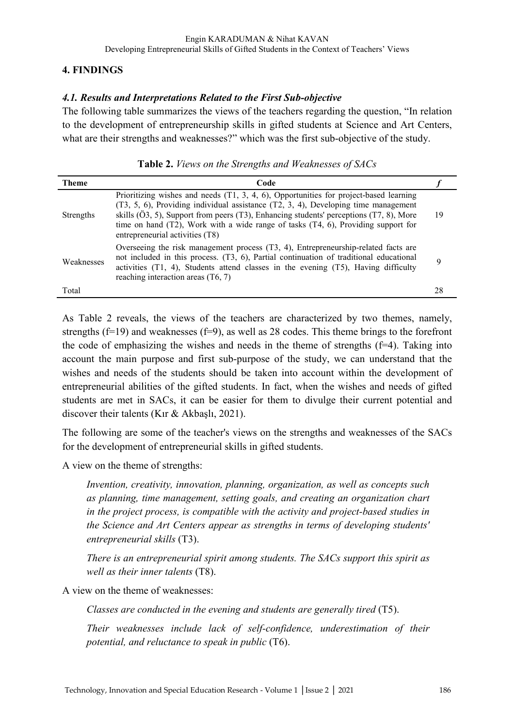## 4. FINDINGS

### *4.1. Results and Interpretations Related to the First Sub-objective*

The following table summarizes the views of the teachers regarding the question, "In relation to the development of entrepreneurship skills in gifted students at Science and Art Centers, what are their strengths and weaknesses?" which was the first sub-objective of the study.

**Table 2.** *Views on the Strengths and Weaknesses of SACs*

| Theme | Code | *f* |
|---|---|---|
| Strengths | Prioritizing wishes and needs (T1, 3, 4, 6), Opportunities for project-based learning (T3, 5, 6), Providing individual assistance (T2, 3, 4), Developing time management skills (Ö3, 5), Support from peers (T3), Enhancing students' perceptions (T7, 8), More time on hand (T2), Work with a wide range of tasks (T4, 6), Providing support for entrepreneurial activities (T8) | 19 |
| Weaknesses | Overseeing the risk management process (T3, 4), Entrepreneurship-related facts are not included in this process. (T3, 6), Partial continuation of traditional educational activities (T1, 4), Students attend classes in the evening (T5), Having difficulty reaching interaction areas (T6, 7) | 9 |
| Total | | 28 |

As Table 2 reveals, the views of the teachers are characterized by two themes, namely, strengths (f=19) and weaknesses (f=9), as well as 28 codes. This theme brings to the forefront the code of emphasizing the wishes and needs in the theme of strengths (f=4). Taking into account the main purpose and first sub-purpose of the study, we can understand that the wishes and needs of the students should be taken into account within the development of entrepreneurial abilities of the gifted students. In fact, when the wishes and needs of gifted students are met in SACs, it can be easier for them to divulge their current potential and discover their talents (Kır & Akbaşlı, 2021).

The following are some of the teacher's views on the strengths and weaknesses of the SACs for the development of entrepreneurial skills in gifted students.

A view on the theme of strengths:

> *Invention, creativity, innovation, planning, organization, as well as concepts such as planning, time management, setting goals, and creating an organization chart in the project process, is compatible with the activity and project-based studies in the Science and Art Centers appear as strengths in terms of developing students' entrepreneurial skills* (T3).
>
> *There is an entrepreneurial spirit among students. The SACs support this spirit as well as their inner talents* (T8).

A view on the theme of weaknesses:

> *Classes are conducted in the evening and students are generally tired* (T5).
>
> *Their weaknesses include lack of self-confidence, underestimation of their potential, and reluctance to speak in public* (T6).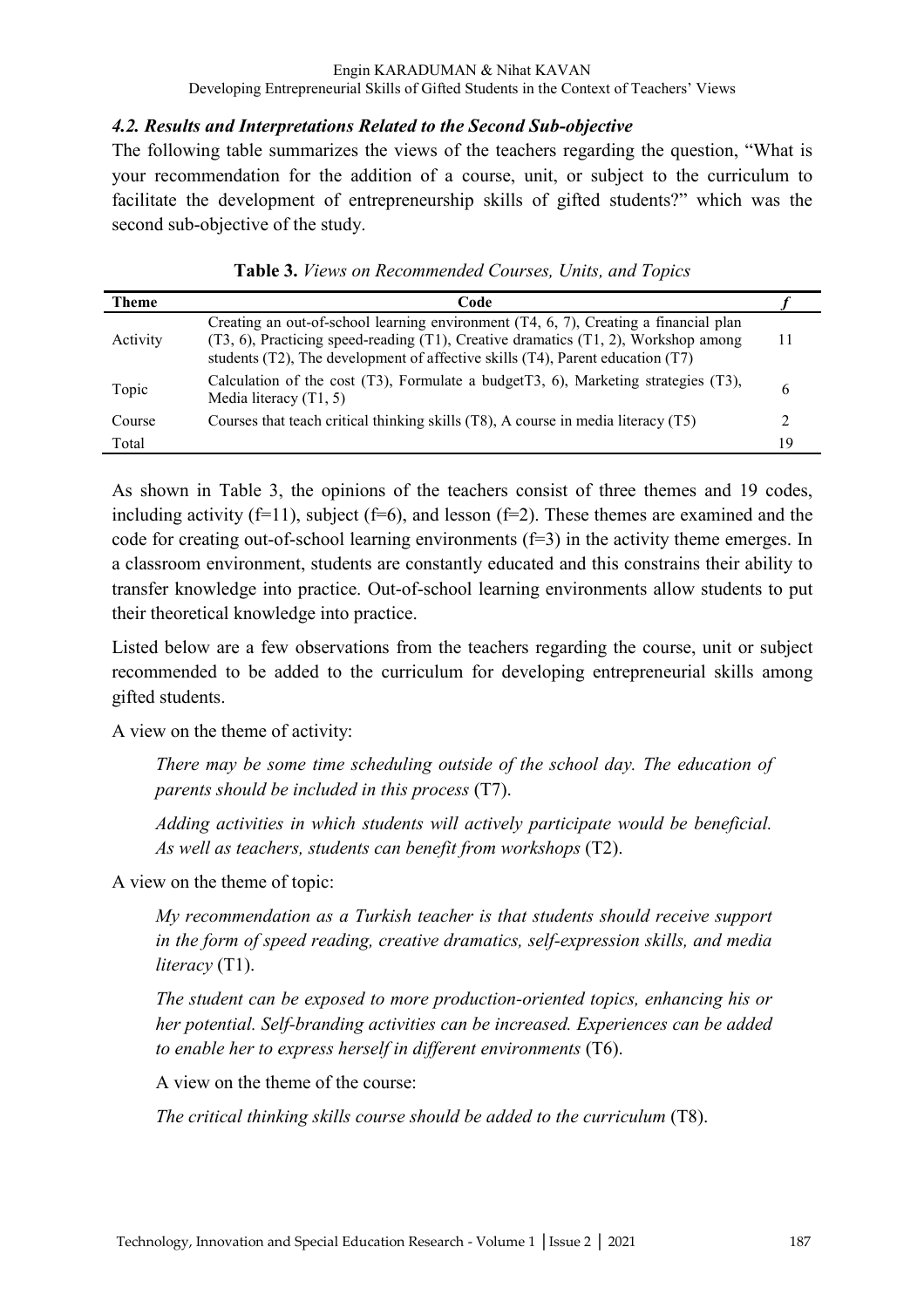### *4.2. Results and Interpretations Related to the Second Sub-objective*

The following table summarizes the views of the teachers regarding the question, "What is your recommendation for the addition of a course, unit, or subject to the curriculum to facilitate the development of entrepreneurship skills of gifted students?" which was the second sub-objective of the study.

**Table 3.** *Views on Recommended Courses, Units, and Topics*

| Theme | Code | *f* |
|---|---|---|
| Activity | Creating an out-of-school learning environment (T4, 6, 7), Creating a financial plan (T3, 6), Practicing speed-reading (T1), Creative dramatics (T1, 2), Workshop among students (T2), The development of affective skills (T4), Parent education (T7) | 11 |
| Topic | Calculation of the cost (T3), Formulate a budgetT3, 6), Marketing strategies (T3), Media literacy (T1, 5) | 6 |
| Course | Courses that teach critical thinking skills (T8), A course in media literacy (T5) | 2 |
| Total | | 19 |

As shown in Table 3, the opinions of the teachers consist of three themes and 19 codes, including activity (f=11), subject (f=6), and lesson (f=2). These themes are examined and the code for creating out-of-school learning environments (f=3) in the activity theme emerges. In a classroom environment, students are constantly educated and this constrains their ability to transfer knowledge into practice. Out-of-school learning environments allow students to put their theoretical knowledge into practice.

Listed below are a few observations from the teachers regarding the course, unit or subject recommended to be added to the curriculum for developing entrepreneurial skills among gifted students.

A view on the theme of activity:

> *There may be some time scheduling outside of the school day. The education of parents should be included in this process* (T7).
>
> *Adding activities in which students will actively participate would be beneficial. As well as teachers, students can benefit from workshops* (T2).

A view on the theme of topic:

> *My recommendation as a Turkish teacher is that students should receive support in the form of speed reading, creative dramatics, self-expression skills, and media literacy* (T1).
>
> *The student can be exposed to more production-oriented topics, enhancing his or her potential. Self-branding activities can be increased. Experiences can be added to enable her to express herself in different environments* (T6).

A view on the theme of the course:

> *The critical thinking skills course should be added to the curriculum* (T8).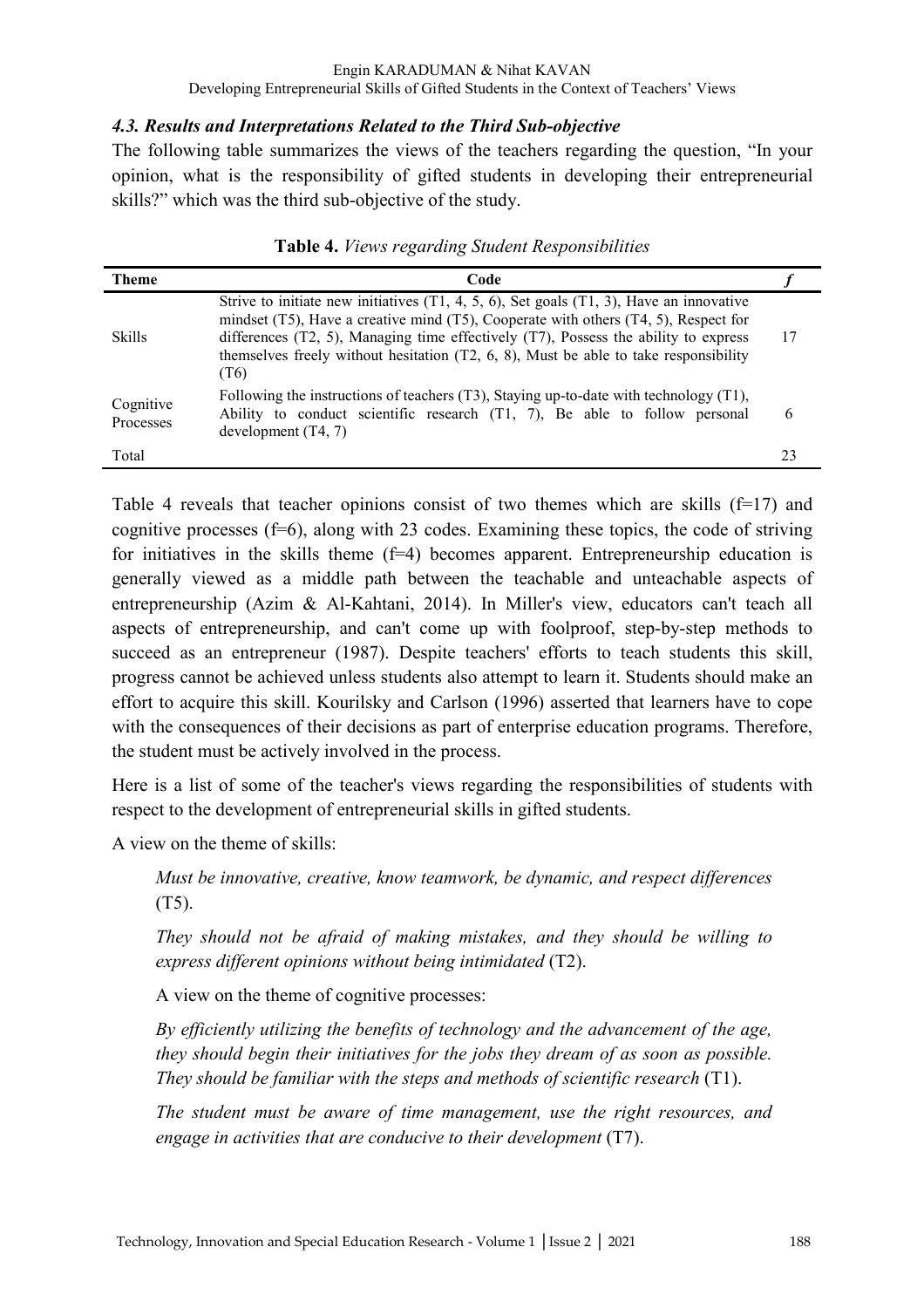### *4.3. Results and Interpretations Related to the Third Sub-objective*

The following table summarizes the views of the teachers regarding the question, "In your opinion, what is the responsibility of gifted students in developing their entrepreneurial skills?" which was the third sub-objective of the study.

**Table 4.** *Views regarding Student Responsibilities*

| Theme | Code | *f* |
|---|---|---|
| Skills | Strive to initiate new initiatives (T1, 4, 5, 6), Set goals (T1, 3), Have an innovative mindset (T5), Have a creative mind (T5), Cooperate with others (T4, 5), Respect for differences (T2, 5), Managing time effectively (T7), Possess the ability to express themselves freely without hesitation (T2, 6, 8), Must be able to take responsibility (T6) | 17 |
| Cognitive Processes | Following the instructions of teachers (T3), Staying up-to-date with technology (T1), Ability to conduct scientific research (T1, 7), Be able to follow personal development (T4, 7) | 6 |
| Total | | 23 |

Table 4 reveals that teacher opinions consist of two themes which are skills (f=17) and cognitive processes (f=6), along with 23 codes. Examining these topics, the code of striving for initiatives in the skills theme (f=4) becomes apparent. Entrepreneurship education is generally viewed as a middle path between the teachable and unteachable aspects of entrepreneurship (Azim & Al-Kahtani, 2014). In Miller's view, educators can't teach all aspects of entrepreneurship, and can't come up with foolproof, step-by-step methods to succeed as an entrepreneur (1987). Despite teachers' efforts to teach students this skill, progress cannot be achieved unless students also attempt to learn it. Students should make an effort to acquire this skill. Kourilsky and Carlson (1996) asserted that learners have to cope with the consequences of their decisions as part of enterprise education programs. Therefore, the student must be actively involved in the process.

Here is a list of some of the teacher's views regarding the responsibilities of students with respect to the development of entrepreneurial skills in gifted students.

A view on the theme of skills:

> *Must be innovative, creative, know teamwork, be dynamic, and respect differences* (T5).
>
> *They should not be afraid of making mistakes, and they should be willing to express different opinions without being intimidated* (T2).
>
> A view on the theme of cognitive processes:
>
> *By efficiently utilizing the benefits of technology and the advancement of the age, they should begin their initiatives for the jobs they dream of as soon as possible. They should be familiar with the steps and methods of scientific research* (T1).
>
> *The student must be aware of time management, use the right resources, and engage in activities that are conducive to their development* (T7).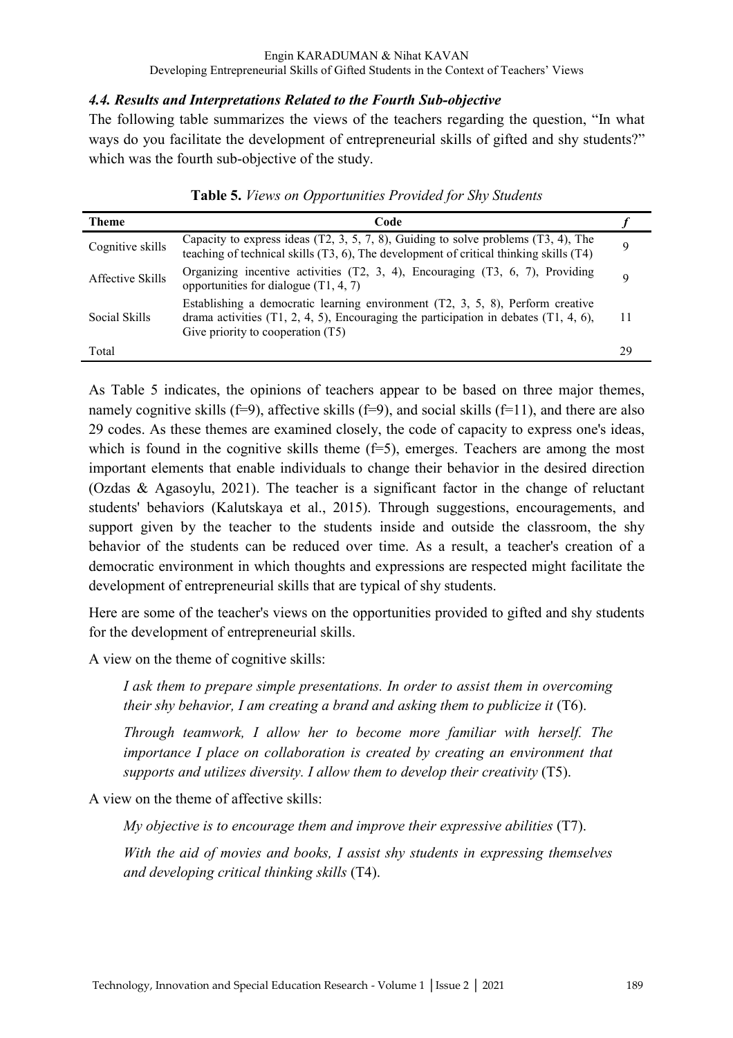### 4.4. Results and Interpretations Related to the Fourth Sub-objective

The following table summarizes the views of the teachers regarding the question, "In what ways do you facilitate the development of entrepreneurial skills of gifted and shy students?" which was the fourth sub-objective of the study.

**Table 5.** *Views on Opportunities Provided for Shy Students*

| Theme | Code | *f* |
|---|---|---|
| Cognitive skills | Capacity to express ideas (T2, 3, 5, 7, 8), Guiding to solve problems (T3, 4), The teaching of technical skills (T3, 6), The development of critical thinking skills (T4) | 9 |
| Affective Skills | Organizing incentive activities (T2, 3, 4), Encouraging (T3, 6, 7), Providing opportunities for dialogue (T1, 4, 7) | 9 |
| Social Skills | Establishing a democratic learning environment (T2, 3, 5, 8), Perform creative drama activities (T1, 2, 4, 5), Encouraging the participation in debates (T1, 4, 6), Give priority to cooperation (T5) | 11 |
| Total | | 29 |

As Table 5 indicates, the opinions of teachers appear to be based on three major themes, namely cognitive skills (f=9), affective skills (f=9), and social skills (f=11), and there are also 29 codes. As these themes are examined closely, the code of capacity to express one's ideas, which is found in the cognitive skills theme (f=5), emerges. Teachers are among the most important elements that enable individuals to change their behavior in the desired direction (Ozdas & Agasoylu, 2021). The teacher is a significant factor in the change of reluctant students' behaviors (Kalutskaya et al., 2015). Through suggestions, encouragements, and support given by the teacher to the students inside and outside the classroom, the shy behavior of the students can be reduced over time. As a result, a teacher's creation of a democratic environment in which thoughts and expressions are respected might facilitate the development of entrepreneurial skills that are typical of shy students.

Here are some of the teacher's views on the opportunities provided to gifted and shy students for the development of entrepreneurial skills.

A view on the theme of cognitive skills:

> *I ask them to prepare simple presentations. In order to assist them in overcoming their shy behavior, I am creating a brand and asking them to publicize it* (T6).
>
> *Through teamwork, I allow her to become more familiar with herself. The importance I place on collaboration is created by creating an environment that supports and utilizes diversity. I allow them to develop their creativity* (T5).

A view on the theme of affective skills:

> *My objective is to encourage them and improve their expressive abilities* (T7).
>
> *With the aid of movies and books, I assist shy students in expressing themselves and developing critical thinking skills* (T4).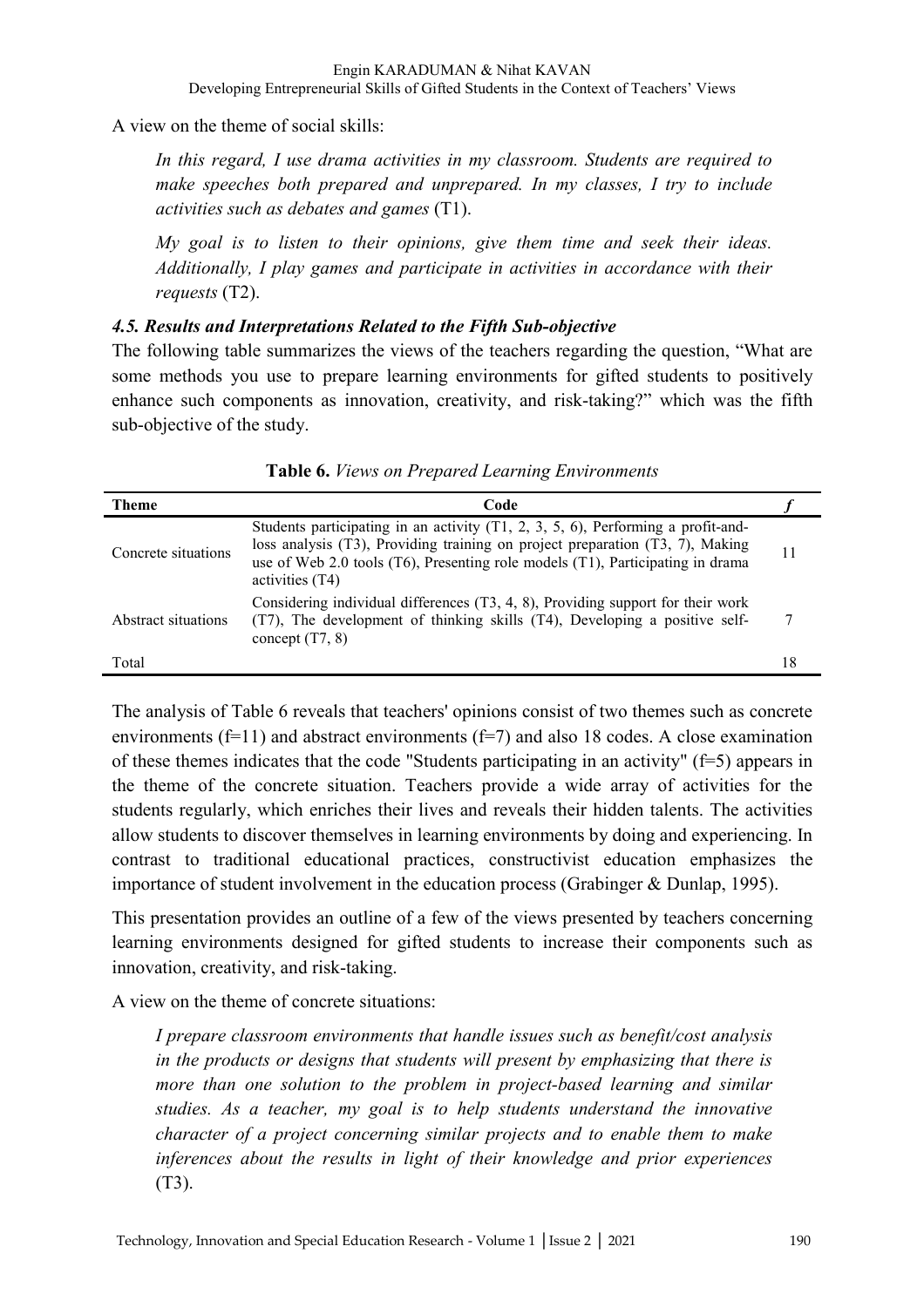A view on the theme of social skills:

> *In this regard, I use drama activities in my classroom. Students are required to make speeches both prepared and unprepared. In my classes, I try to include activities such as debates and games* (T1).
>
> *My goal is to listen to their opinions, give them time and seek their ideas. Additionally, I play games and participate in activities in accordance with their requests* (T2).

### *4.5. Results and Interpretations Related to the Fifth Sub-objective*

The following table summarizes the views of the teachers regarding the question, "What are some methods you use to prepare learning environments for gifted students to positively enhance such components as innovation, creativity, and risk-taking?" which was the fifth sub-objective of the study.

**Table 6.** *Views on Prepared Learning Environments*

| Theme | Code | *f* |
|---|---|---|
| Concrete situations | Students participating in an activity (T1, 2, 3, 5, 6), Performing a profit-and-loss analysis (T3), Providing training on project preparation (T3, 7), Making use of Web 2.0 tools (T6), Presenting role models (T1), Participating in drama activities (T4) | 11 |
| Abstract situations | Considering individual differences (T3, 4, 8), Providing support for their work (T7), The development of thinking skills (T4), Developing a positive self-concept (T7, 8) | 7 |
| Total | | 18 |

The analysis of Table 6 reveals that teachers' opinions consist of two themes such as concrete environments (f=11) and abstract environments (f=7) and also 18 codes. A close examination of these themes indicates that the code "Students participating in an activity" (f=5) appears in the theme of the concrete situation. Teachers provide a wide array of activities for the students regularly, which enriches their lives and reveals their hidden talents. The activities allow students to discover themselves in learning environments by doing and experiencing. In contrast to traditional educational practices, constructivist education emphasizes the importance of student involvement in the education process (Grabinger & Dunlap, 1995).

This presentation provides an outline of a few of the views presented by teachers concerning learning environments designed for gifted students to increase their components such as innovation, creativity, and risk-taking.

A view on the theme of concrete situations:

> *I prepare classroom environments that handle issues such as benefit/cost analysis in the products or designs that students will present by emphasizing that there is more than one solution to the problem in project-based learning and similar studies. As a teacher, my goal is to help students understand the innovative character of a project concerning similar projects and to enable them to make inferences about the results in light of their knowledge and prior experiences* (T3).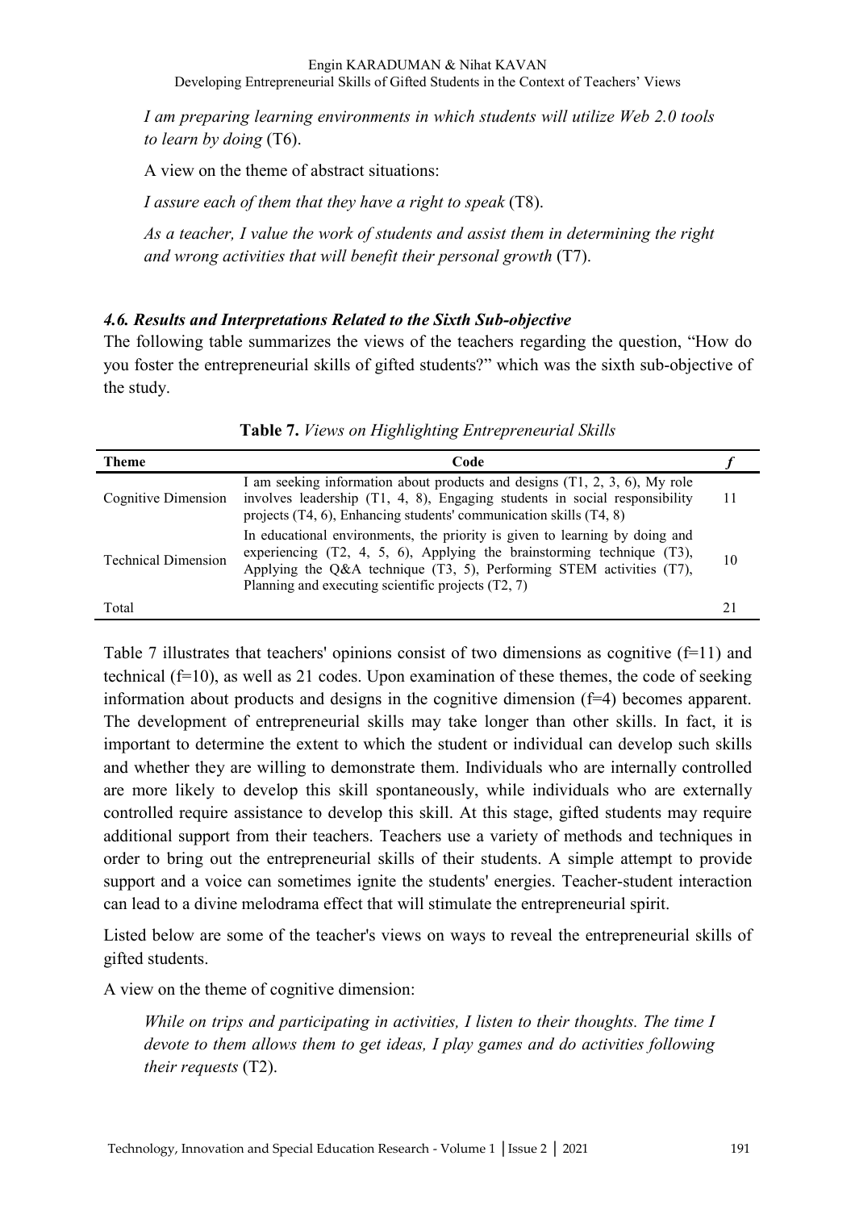*I am preparing learning environments in which students will utilize Web 2.0 tools to learn by doing* (T6).

A view on the theme of abstract situations:

*I assure each of them that they have a right to speak* (T8).

*As a teacher, I value the work of students and assist them in determining the right and wrong activities that will benefit their personal growth* (T7).

### *4.6. Results and Interpretations Related to the Sixth Sub-objective*

The following table summarizes the views of the teachers regarding the question, "How do you foster the entrepreneurial skills of gifted students?" which was the sixth sub-objective of the study.

**Table 7.** *Views on Highlighting Entrepreneurial Skills*

| Theme | Code | *f* |
|---|---|---|
| Cognitive Dimension | I am seeking information about products and designs (T1, 2, 3, 6), My role involves leadership (T1, 4, 8), Engaging students in social responsibility projects (T4, 6), Enhancing students' communication skills (T4, 8) | 11 |
| Technical Dimension | In educational environments, the priority is given to learning by doing and experiencing (T2, 4, 5, 6), Applying the brainstorming technique (T3), Applying the Q&A technique (T3, 5), Performing STEM activities (T7), Planning and executing scientific projects (T2, 7) | 10 |
| Total | | 21 |

Table 7 illustrates that teachers' opinions consist of two dimensions as cognitive (f=11) and technical (f=10), as well as 21 codes. Upon examination of these themes, the code of seeking information about products and designs in the cognitive dimension (f=4) becomes apparent. The development of entrepreneurial skills may take longer than other skills. In fact, it is important to determine the extent to which the student or individual can develop such skills and whether they are willing to demonstrate them. Individuals who are internally controlled are more likely to develop this skill spontaneously, while individuals who are externally controlled require assistance to develop this skill. At this stage, gifted students may require additional support from their teachers. Teachers use a variety of methods and techniques in order to bring out the entrepreneurial skills of their students. A simple attempt to provide support and a voice can sometimes ignite the students' energies. Teacher-student interaction can lead to a divine melodrama effect that will stimulate the entrepreneurial spirit.

Listed below are some of the teacher's views on ways to reveal the entrepreneurial skills of gifted students.

A view on the theme of cognitive dimension:

*While on trips and participating in activities, I listen to their thoughts. The time I devote to them allows them to get ideas, I play games and do activities following their requests* (T2).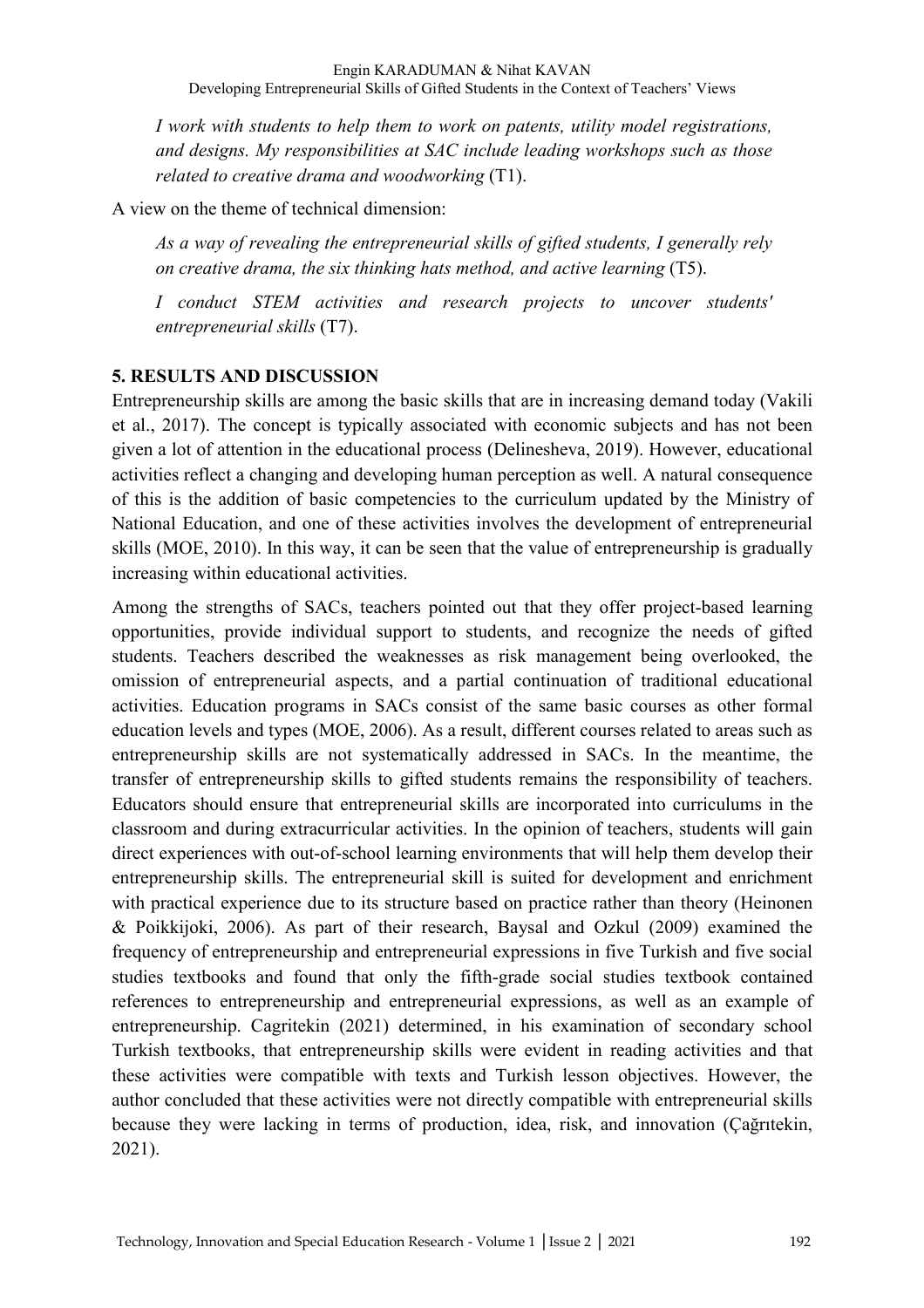*I work with students to help them to work on patents, utility model registrations, and designs. My responsibilities at SAC include leading workshops such as those related to creative drama and woodworking* (T1).

A view on the theme of technical dimension:

*As a way of revealing the entrepreneurial skills of gifted students, I generally rely on creative drama, the six thinking hats method, and active learning* (T5).

*I conduct STEM activities and research projects to uncover students' entrepreneurial skills* (T7).

## 5. RESULTS AND DISCUSSION

Entrepreneurship skills are among the basic skills that are in increasing demand today (Vakili et al., 2017). The concept is typically associated with economic subjects and has not been given a lot of attention in the educational process (Delinesheva, 2019). However, educational activities reflect a changing and developing human perception as well. A natural consequence of this is the addition of basic competencies to the curriculum updated by the Ministry of National Education, and one of these activities involves the development of entrepreneurial skills (MOE, 2010). In this way, it can be seen that the value of entrepreneurship is gradually increasing within educational activities.

Among the strengths of SACs, teachers pointed out that they offer project-based learning opportunities, provide individual support to students, and recognize the needs of gifted students. Teachers described the weaknesses as risk management being overlooked, the omission of entrepreneurial aspects, and a partial continuation of traditional educational activities. Education programs in SACs consist of the same basic courses as other formal education levels and types (MOE, 2006). As a result, different courses related to areas such as entrepreneurship skills are not systematically addressed in SACs. In the meantime, the transfer of entrepreneurship skills to gifted students remains the responsibility of teachers. Educators should ensure that entrepreneurial skills are incorporated into curriculums in the classroom and during extracurricular activities. In the opinion of teachers, students will gain direct experiences with out-of-school learning environments that will help them develop their entrepreneurship skills. The entrepreneurial skill is suited for development and enrichment with practical experience due to its structure based on practice rather than theory (Heinonen & Poikkijoki, 2006). As part of their research, Baysal and Ozkul (2009) examined the frequency of entrepreneurship and entrepreneurial expressions in five Turkish and five social studies textbooks and found that only the fifth-grade social studies textbook contained references to entrepreneurship and entrepreneurial expressions, as well as an example of entrepreneurship. Cagritekin (2021) determined, in his examination of secondary school Turkish textbooks, that entrepreneurship skills were evident in reading activities and that these activities were compatible with texts and Turkish lesson objectives. However, the author concluded that these activities were not directly compatible with entrepreneurial skills because they were lacking in terms of production, idea, risk, and innovation (Çağrıtekin, 2021).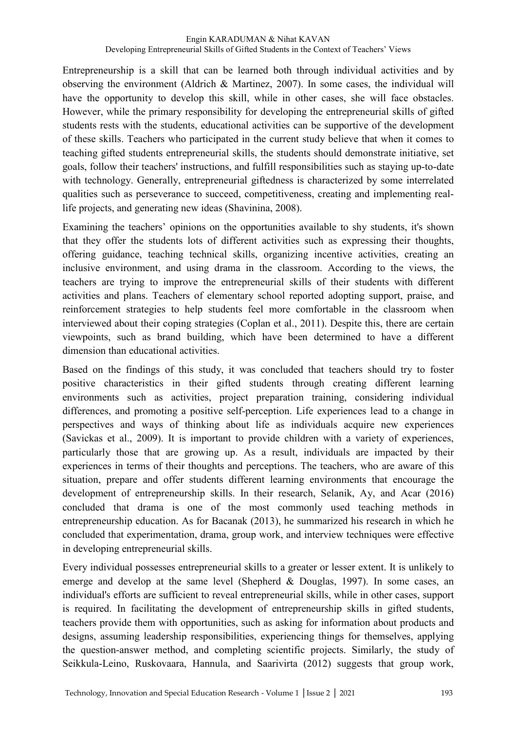Entrepreneurship is a skill that can be learned both through individual activities and by observing the environment (Aldrich & Martinez, 2007). In some cases, the individual will have the opportunity to develop this skill, while in other cases, she will face obstacles. However, while the primary responsibility for developing the entrepreneurial skills of gifted students rests with the students, educational activities can be supportive of the development of these skills. Teachers who participated in the current study believe that when it comes to teaching gifted students entrepreneurial skills, the students should demonstrate initiative, set goals, follow their teachers' instructions, and fulfill responsibilities such as staying up-to-date with technology. Generally, entrepreneurial giftedness is characterized by some interrelated qualities such as perseverance to succeed, competitiveness, creating and implementing real-life projects, and generating new ideas (Shavinina, 2008).

Examining the teachers' opinions on the opportunities available to shy students, it's shown that they offer the students lots of different activities such as expressing their thoughts, offering guidance, teaching technical skills, organizing incentive activities, creating an inclusive environment, and using drama in the classroom. According to the views, the teachers are trying to improve the entrepreneurial skills of their students with different activities and plans. Teachers of elementary school reported adopting support, praise, and reinforcement strategies to help students feel more comfortable in the classroom when interviewed about their coping strategies (Coplan et al., 2011). Despite this, there are certain viewpoints, such as brand building, which have been determined to have a different dimension than educational activities.

Based on the findings of this study, it was concluded that teachers should try to foster positive characteristics in their gifted students through creating different learning environments such as activities, project preparation training, considering individual differences, and promoting a positive self-perception. Life experiences lead to a change in perspectives and ways of thinking about life as individuals acquire new experiences (Savickas et al., 2009). It is important to provide children with a variety of experiences, particularly those that are growing up. As a result, individuals are impacted by their experiences in terms of their thoughts and perceptions. The teachers, who are aware of this situation, prepare and offer students different learning environments that encourage the development of entrepreneurship skills. In their research, Selanik, Ay, and Acar (2016) concluded that drama is one of the most commonly used teaching methods in entrepreneurship education. As for Bacanak (2013), he summarized his research in which he concluded that experimentation, drama, group work, and interview techniques were effective in developing entrepreneurial skills.

Every individual possesses entrepreneurial skills to a greater or lesser extent. It is unlikely to emerge and develop at the same level (Shepherd & Douglas, 1997). In some cases, an individual's efforts are sufficient to reveal entrepreneurial skills, while in other cases, support is required. In facilitating the development of entrepreneurship skills in gifted students, teachers provide them with opportunities, such as asking for information about products and designs, assuming leadership responsibilities, experiencing things for themselves, applying the question-answer method, and completing scientific projects. Similarly, the study of Seikkula-Leino, Ruskovaara, Hannula, and Saarivirta (2012) suggests that group work,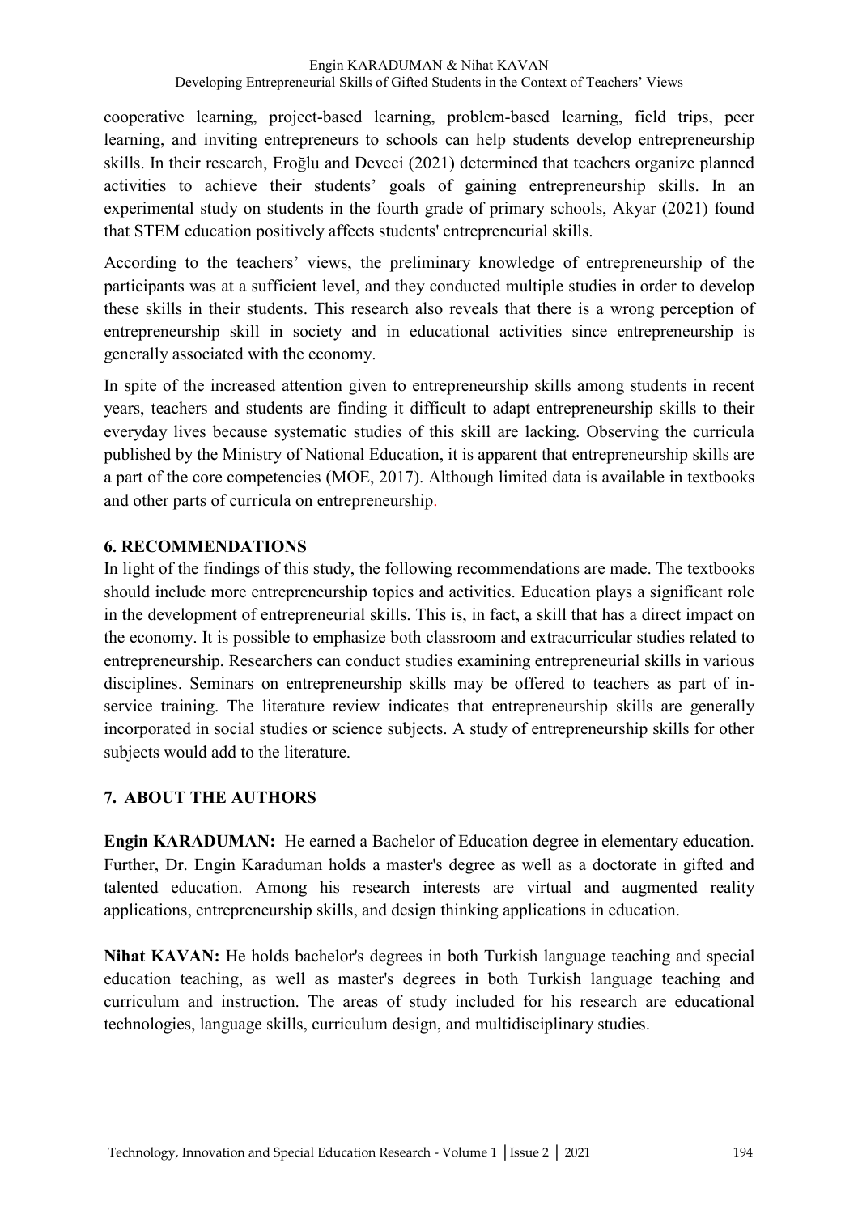cooperative learning, project-based learning, problem-based learning, field trips, peer learning, and inviting entrepreneurs to schools can help students develop entrepreneurship skills. In their research, Eroğlu and Deveci (2021) determined that teachers organize planned activities to achieve their students' goals of gaining entrepreneurship skills. In an experimental study on students in the fourth grade of primary schools, Akyar (2021) found that STEM education positively affects students' entrepreneurial skills.

According to the teachers' views, the preliminary knowledge of entrepreneurship of the participants was at a sufficient level, and they conducted multiple studies in order to develop these skills in their students. This research also reveals that there is a wrong perception of entrepreneurship skill in society and in educational activities since entrepreneurship is generally associated with the economy.

In spite of the increased attention given to entrepreneurship skills among students in recent years, teachers and students are finding it difficult to adapt entrepreneurship skills to their everyday lives because systematic studies of this skill are lacking. Observing the curricula published by the Ministry of National Education, it is apparent that entrepreneurship skills are a part of the core competencies (MOE, 2017). Although limited data is available in textbooks and other parts of curricula on entrepreneurship.

## 6. RECOMMENDATIONS

In light of the findings of this study, the following recommendations are made. The textbooks should include more entrepreneurship topics and activities. Education plays a significant role in the development of entrepreneurial skills. This is, in fact, a skill that has a direct impact on the economy. It is possible to emphasize both classroom and extracurricular studies related to entrepreneurship. Researchers can conduct studies examining entrepreneurial skills in various disciplines. Seminars on entrepreneurship skills may be offered to teachers as part of in-service training. The literature review indicates that entrepreneurship skills are generally incorporated in social studies or science subjects. A study of entrepreneurship skills for other subjects would add to the literature.

## 7. ABOUT THE AUTHORS

**Engin KARADUMAN:** He earned a Bachelor of Education degree in elementary education. Further, Dr. Engin Karaduman holds a master's degree as well as a doctorate in gifted and talented education. Among his research interests are virtual and augmented reality applications, entrepreneurship skills, and design thinking applications in education.

**Nihat KAVAN:** He holds bachelor's degrees in both Turkish language teaching and special education teaching, as well as master's degrees in both Turkish language teaching and curriculum and instruction. The areas of study included for his research are educational technologies, language skills, curriculum design, and multidisciplinary studies.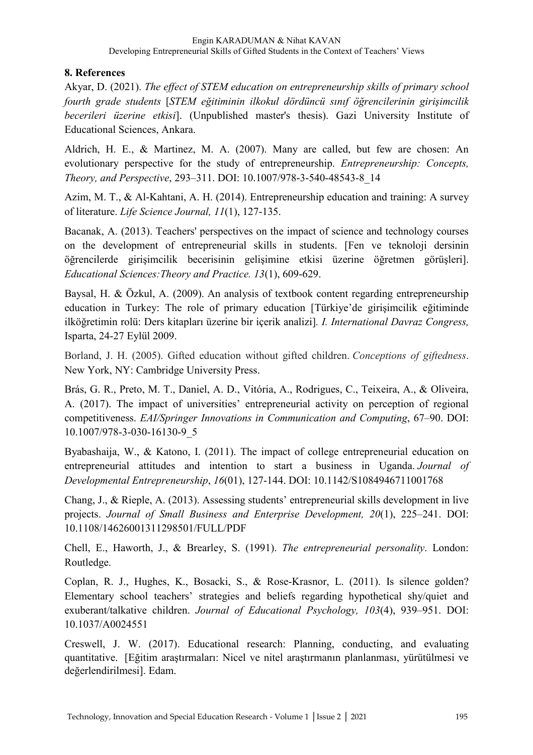## 8. References

Akyar, D. (2021). *The effect of STEM education on entrepreneurship skills of primary school fourth grade students* [*STEM eğitiminin ilkokul dördüncü sınıf öğrencilerinin girişimcilik becerileri üzerine etkisi*]. (Unpublished master's thesis). Gazi University Institute of Educational Sciences, Ankara.

Aldrich, H. E., & Martinez, M. A. (2007). Many are called, but few are chosen: An evolutionary perspective for the study of entrepreneurship. *Entrepreneurship: Concepts, Theory, and Perspective*, 293–311. DOI: 10.1007/978-3-540-48543-8_14

Azim, M. T., & Al-Kahtani, A. H. (2014). Entrepreneurship education and training: A survey of literature. *Life Science Journal, 11*(1), 127-135.

Bacanak, A. (2013). Teachers' perspectives on the impact of science and technology courses on the development of entrepreneurial skills in students. [Fen ve teknoloji dersinin öğrencilerde girişimcilik becerisinin gelişimine etkisi üzerine öğretmen görüşleri]. *Educational Sciences:Theory and Practice. 13*(1), 609-629.

Baysal, H. & Özkul, A. (2009). An analysis of textbook content regarding entrepreneurship education in Turkey: The role of primary education [Türkiye'de girişimcilik eğitiminde ilköğretimin rolü: Ders kitapları üzerine bir içerik analizi]. *I. International Davraz Congress,* Isparta, 24-27 Eylül 2009.

Borland, J. H. (2005). Gifted education without gifted children. *Conceptions of giftedness*. New York, NY: Cambridge University Press.

Brás, G. R., Preto, M. T., Daniel, A. D., Vitória, A., Rodrigues, C., Teixeira, A., & Oliveira, A. (2017). The impact of universities' entrepreneurial activity on perception of regional competitiveness. *EAI/Springer Innovations in Communication and Computing*, 67–90. DOI: 10.1007/978-3-030-16130-9_5

Byabashaija, W., & Katono, I. (2011). The impact of college entrepreneurial education on entrepreneurial attitudes and intention to start a business in Uganda. *Journal of Developmental Entrepreneurship*, *16*(01), 127-144. DOI: 10.1142/S1084946711001768

Chang, J., & Rieple, A. (2013). Assessing students' entrepreneurial skills development in live projects. *Journal of Small Business and Enterprise Development, 20*(1), 225–241. DOI: 10.1108/14626001311298501/FULL/PDF

Chell, E., Haworth, J., & Brearley, S. (1991). *The entrepreneurial personality*. London: Routledge.

Coplan, R. J., Hughes, K., Bosacki, S., & Rose-Krasnor, L. (2011). Is silence golden? Elementary school teachers' strategies and beliefs regarding hypothetical shy/quiet and exuberant/talkative children. *Journal of Educational Psychology, 103*(4), 939–951. DOI: 10.1037/A0024551

Creswell, J. W. (2017). Educational research: Planning, conducting, and evaluating quantitative. [Eğitim araştırmaları: Nicel ve nitel araştırmanın planlanması, yürütülmesi ve değerlendirilmesi]. Edam.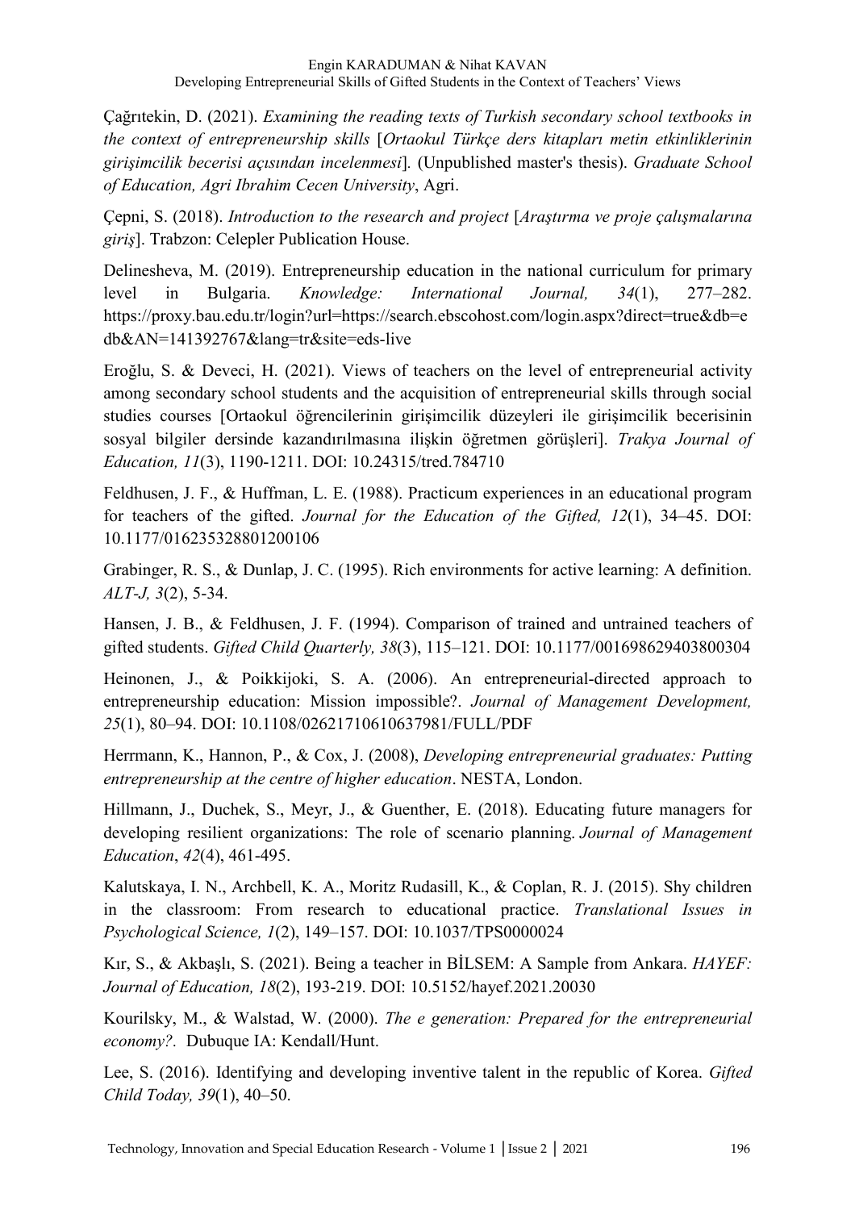Çağrıtekin, D. (2021). *Examining the reading texts of Turkish secondary school textbooks in the context of entrepreneurship skills* [*Ortaokul Türkçe ders kitapları metin etkinliklerinin girişimcilik becerisi açısından incelenmesi*]. (Unpublished master's thesis). *Graduate School of Education, Agri Ibrahim Cecen University*, Agri.

Çepni, S. (2018). *Introduction to the research and project* [*Araştırma ve proje çalışmalarına giriş*]. Trabzon: Celepler Publication House.

Delinesheva, M. (2019). Entrepreneurship education in the national curriculum for primary level in Bulgaria. *Knowledge: International Journal, 34*(1), 277–282. https://proxy.bau.edu.tr/login?url=https://search.ebscohost.com/login.aspx?direct=true&db=edb&AN=141392767&lang=tr&site=eds-live

Eroğlu, S. & Deveci, H. (2021). Views of teachers on the level of entrepreneurial activity among secondary school students and the acquisition of entrepreneurial skills through social studies courses [Ortaokul öğrencilerinin girişimcilik düzeyleri ile girişimcilik becerisinin sosyal bilgiler dersinde kazandırılmasına ilişkin öğretmen görüşleri]. *Trakya Journal of Education, 11*(3), 1190-1211. DOI: 10.24315/tred.784710

Feldhusen, J. F., & Huffman, L. E. (1988). Practicum experiences in an educational program for teachers of the gifted. *Journal for the Education of the Gifted, 12*(1), 34–45. DOI: 10.1177/016235328801200106

Grabinger, R. S., & Dunlap, J. C. (1995). Rich environments for active learning: A definition. *ALT-J, 3*(2), 5-34.

Hansen, J. B., & Feldhusen, J. F. (1994). Comparison of trained and untrained teachers of gifted students. *Gifted Child Quarterly, 38*(3), 115–121. DOI: 10.1177/001698629403800304

Heinonen, J., & Poikkijoki, S. A. (2006). An entrepreneurial-directed approach to entrepreneurship education: Mission impossible?. *Journal of Management Development, 25*(1), 80–94. DOI: 10.1108/02621710610637981/FULL/PDF

Herrmann, K., Hannon, P., & Cox, J. (2008), *Developing entrepreneurial graduates: Putting entrepreneurship at the centre of higher education*. NESTA, London.

Hillmann, J., Duchek, S., Meyr, J., & Guenther, E. (2018). Educating future managers for developing resilient organizations: The role of scenario planning. *Journal of Management Education*, *42*(4), 461-495.

Kalutskaya, I. N., Archbell, K. A., Moritz Rudasill, K., & Coplan, R. J. (2015). Shy children in the classroom: From research to educational practice. *Translational Issues in Psychological Science, 1*(2), 149–157. DOI: 10.1037/TPS0000024

Kır, S., & Akbaşlı, S. (2021). Being a teacher in BİLSEM: A Sample from Ankara. *HAYEF: Journal of Education, 18*(2), 193-219. DOI: 10.5152/hayef.2021.20030

Kourilsky, M., & Walstad, W. (2000). *The e generation: Prepared for the entrepreneurial economy?.* Dubuque IA: Kendall/Hunt.

Lee, S. (2016). Identifying and developing inventive talent in the republic of Korea. *Gifted Child Today, 39*(1), 40–50.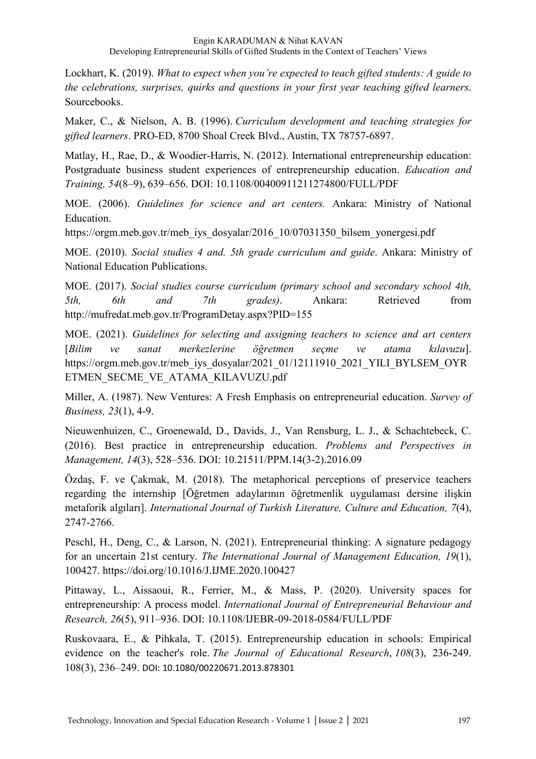Lockhart, K. (2019). *What to expect when you're expected to teach gifted students: A guide to the celebrations, surprises, quirks and questions in your first year teaching gifted learners*. Sourcebooks.

Maker, C., & Nielson, A. B. (1996). *Curriculum development and teaching strategies for gifted learners*. PRO-ED, 8700 Shoal Creek Blvd., Austin, TX 78757-6897.

Matlay, H., Rae, D., & Woodier-Harris, N. (2012). International entrepreneurship education: Postgraduate business student experiences of entrepreneurship education. *Education and Training, 54*(8–9), 639–656. DOI: 10.1108/00400911211274800/FULL/PDF

MOE. (2006). *Guidelines for science and art centers.* Ankara: Ministry of National Education.
https://orgm.meb.gov.tr/meb_iys_dosyalar/2016_10/07031350_bilsem_yonergesi.pdf

MOE. (2010). *Social studies 4 and. 5th grade curriculum and guide*. Ankara: Ministry of National Education Publications.

MOE. (2017). *Social studies course curriculum (primary school and secondary school 4th, 5th, 6th and 7th grades)*. Ankara: Retrieved from http://mufredat.meb.gov.tr/ProgramDetay.aspx?PID=155

MOE. (2021). *Guidelines for selecting and assigning teachers to science and art centers* [*Bilim ve sanat merkezlerine öğretmen seçme ve atama kılavuzu*]. https://orgm.meb.gov.tr/meb_iys_dosyalar/2021_01/12111910_2021_YILI_BYLSEM_OYRETMEN_SECME_VE_ATAMA_KILAVUZU.pdf

Miller, A. (1987). New Ventures: A Fresh Emphasis on entrepreneurial education. *Survey of Business, 23*(1), 4-9.

Nieuwenhuizen, C., Groenewald, D., Davids, J., Van Rensburg, L. J., & Schachtebeck, C. (2016). Best practice in entrepreneurship education. *Problems and Perspectives in Management, 14*(3), 528–536. DOI: 10.21511/PPM.14(3-2).2016.09

Özdaş, F. ve Çakmak, M. (2018). The metaphorical perceptions of preservice teachers regarding the internship [Öğretmen adaylarının öğretmenlik uygulaması dersine ilişkin metaforik algıları]. *International Journal of Turkish Literature, Culture and Education, 7*(4), 2747-2766.

Peschl, H., Deng, C., & Larson, N. (2021). Entrepreneurial thinking: A signature pedagogy for an uncertain 21st century. *The International Journal of Management Education, 19*(1), 100427. https://doi.org/10.1016/J.IJME.2020.100427

Pittaway, L., Aissaoui, R., Ferrier, M., & Mass, P. (2020). University spaces for entrepreneurship: A process model. *International Journal of Entrepreneurial Behaviour and Research, 26*(5), 911–936. DOI: 10.1108/IJEBR-09-2018-0584/FULL/PDF

Ruskovaara, E., & Pihkala, T. (2015). Entrepreneurship education in schools: Empirical evidence on the teacher's role. *The Journal of Educational Research*, *108*(3), 236-249. 108(3), 236–249. DOI: 10.1080/00220671.2013.878301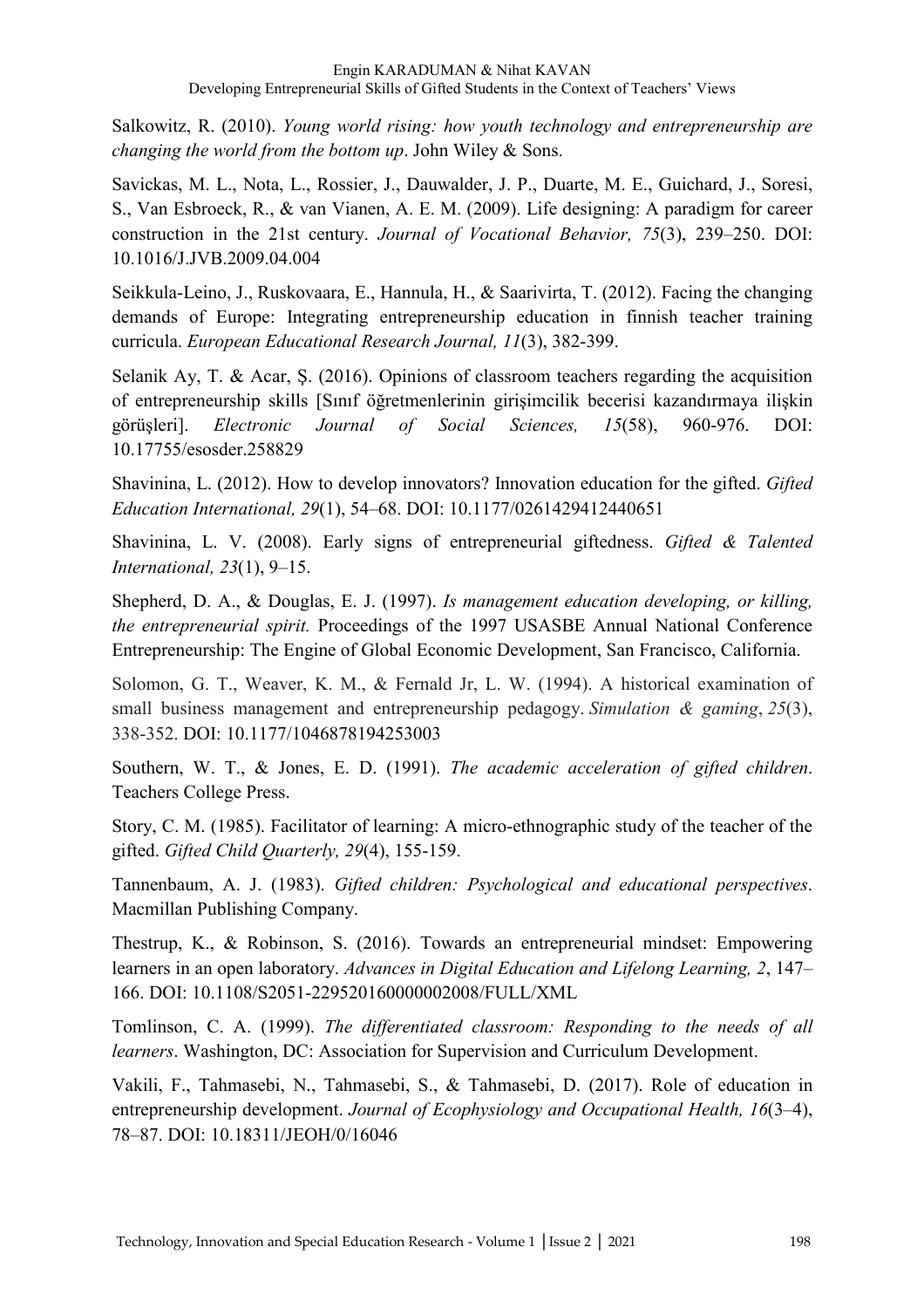Salkowitz, R. (2010). *Young world rising: how youth technology and entrepreneurship are changing the world from the bottom up*. John Wiley & Sons.

Savickas, M. L., Nota, L., Rossier, J., Dauwalder, J. P., Duarte, M. E., Guichard, J., Soresi, S., Van Esbroeck, R., & van Vianen, A. E. M. (2009). Life designing: A paradigm for career construction in the 21st century. *Journal of Vocational Behavior, 75*(3), 239–250. DOI: 10.1016/J.JVB.2009.04.004

Seikkula-Leino, J., Ruskovaara, E., Hannula, H., & Saarivirta, T. (2012). Facing the changing demands of Europe: Integrating entrepreneurship education in finnish teacher training curricula. *European Educational Research Journal, 11*(3), 382-399.

Selanik Ay, T. & Acar, Ş. (2016). Opinions of classroom teachers regarding the acquisition of entrepreneurship skills [Sınıf öğretmenlerinin girişimcilik becerisi kazandırmaya ilişkin görüşleri]. *Electronic Journal of Social Sciences, 15*(58), 960-976. DOI: 10.17755/esosder.258829

Shavinina, L. (2012). How to develop innovators? Innovation education for the gifted. *Gifted Education International, 29*(1), 54–68. DOI: 10.1177/0261429412440651

Shavinina, L. V. (2008). Early signs of entrepreneurial giftedness. *Gifted & Talented International, 23*(1), 9–15.

Shepherd, D. A., & Douglas, E. J. (1997). *Is management education developing, or killing, the entrepreneurial spirit.* Proceedings of the 1997 USASBE Annual National Conference Entrepreneurship: The Engine of Global Economic Development, San Francisco, California.

Solomon, G. T., Weaver, K. M., & Fernald Jr, L. W. (1994). A historical examination of small business management and entrepreneurship pedagogy. *Simulation & gaming*, *25*(3), 338-352. DOI: 10.1177/1046878194253003

Southern, W. T., & Jones, E. D. (1991). *The academic acceleration of gifted children*. Teachers College Press.

Story, C. M. (1985). Facilitator of learning: A micro-ethnographic study of the teacher of the gifted. *Gifted Child Quarterly, 29*(4), 155-159.

Tannenbaum, A. J. (1983). *Gifted children: Psychological and educational perspectives*. Macmillan Publishing Company.

Thestrup, K., & Robinson, S. (2016). Towards an entrepreneurial mindset: Empowering learners in an open laboratory. *Advances in Digital Education and Lifelong Learning, 2*, 147–166. DOI: 10.1108/S2051-229520160000002008/FULL/XML

Tomlinson, C. A. (1999). *The differentiated classroom: Responding to the needs of all learners*. Washington, DC: Association for Supervision and Curriculum Development.

Vakili, F., Tahmasebi, N., Tahmasebi, S., & Tahmasebi, D. (2017). Role of education in entrepreneurship development. *Journal of Ecophysiology and Occupational Health, 16*(3–4), 78–87. DOI: 10.18311/JEOH/0/16046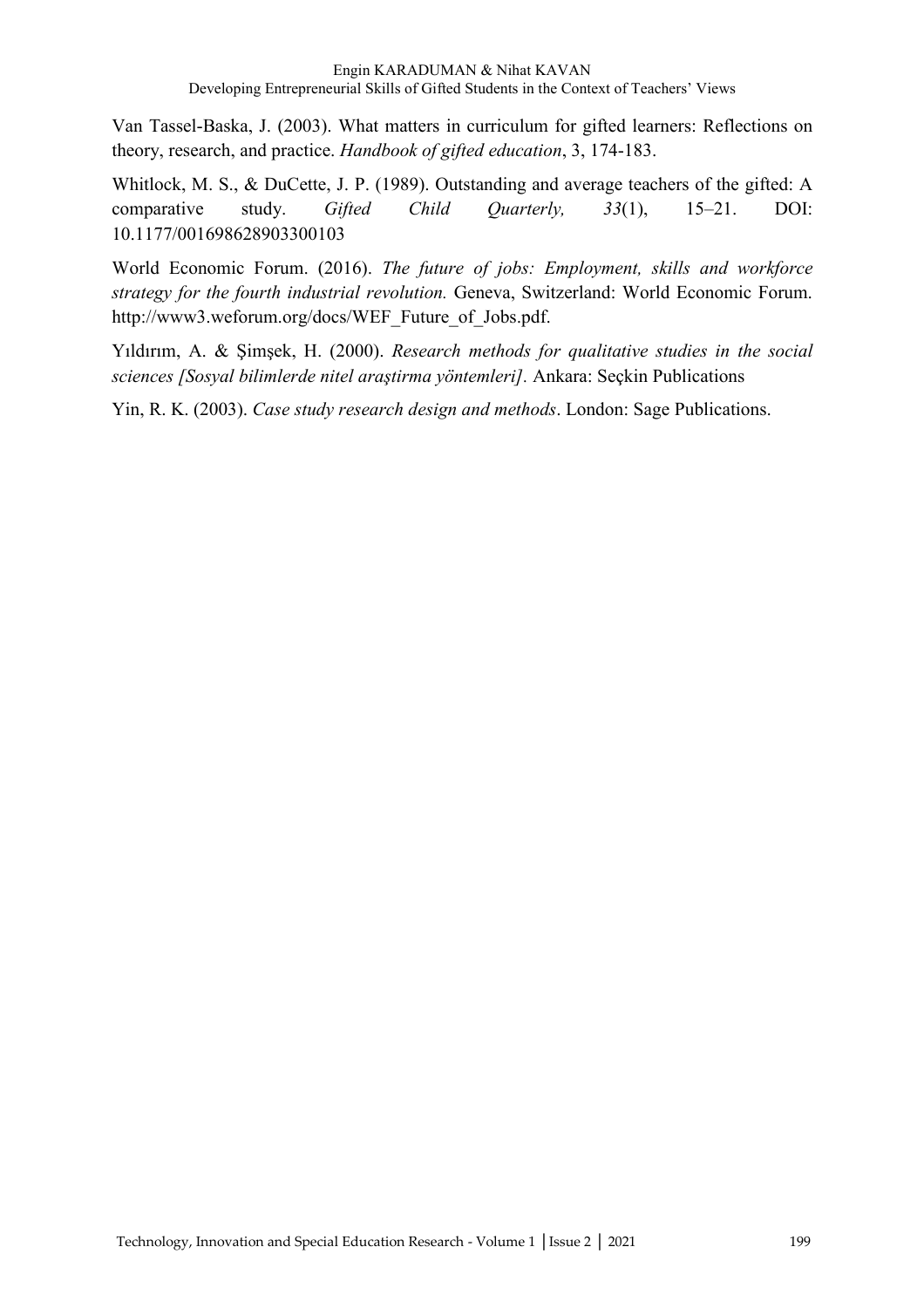Van Tassel-Baska, J. (2003). What matters in curriculum for gifted learners: Reflections on theory, research, and practice. *Handbook of gifted education*, 3, 174-183.

Whitlock, M. S., & DuCette, J. P. (1989). Outstanding and average teachers of the gifted: A comparative study. *Gifted Child Quarterly, 33*(1), 15–21. DOI: 10.1177/001698628903300103

World Economic Forum. (2016). *The future of jobs: Employment, skills and workforce strategy for the fourth industrial revolution.* Geneva, Switzerland: World Economic Forum. http://www3.weforum.org/docs/WEF_Future_of_Jobs.pdf.

Yıldırım, A. & Şimşek, H. (2000). *Research methods for qualitative studies in the social sciences [Sosyal bilimlerde nitel araştirma yöntemleri].* Ankara: Seçkin Publications

Yin, R. K. (2003). *Case study research design and methods*. London: Sage Publications.